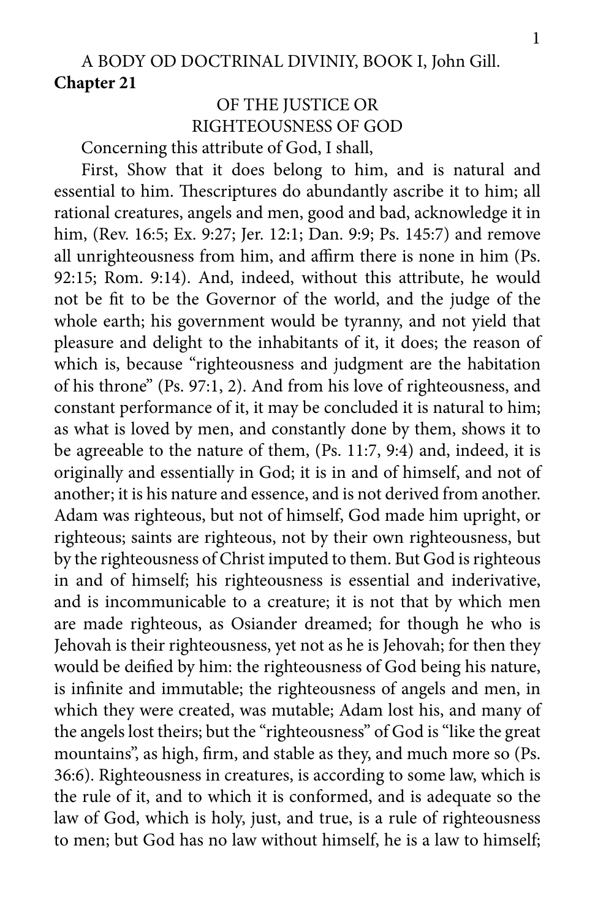A BODY OD DOCTRINAL DIVINIY, BOOK I, John Gill.

**Chapter 21**

OF THE JUSTICE OR RIGHTEOUSNESS OF GOD

Concerning this attribute of God, I shall,

First, Show that it does belong to him, and is natural and essential to him. Thescriptures do abundantly ascribe it to him; all rational creatures, angels and men, good and bad, acknowledge it in him, (Rev. 16:5; Ex. 9:27; Jer. 12:1; Dan. 9:9; Ps. 145:7) and remove all unrighteousness from him, and affirm there is none in him (Ps. 92:15; Rom. 9:14). And, indeed, without this attribute, he would not be fit to be the Governor of the world, and the judge of the whole earth; his government would be tyranny, and not yield that pleasure and delight to the inhabitants of it, it does; the reason of which is, because "righteousness and judgment are the habitation of his throne" (Ps. 97:1, 2). And from his love of righteousness, and constant performance of it, it may be concluded it is natural to him; as what is loved by men, and constantly done by them, shows it to be agreeable to the nature of them, (Ps. 11:7, 9:4) and, indeed, it is originally and essentially in God; it is in and of himself, and not of another; it is his nature and essence, and is not derived from another. Adam was righteous, but not of himself, God made him upright, or righteous; saints are righteous, not by their own righteousness, but by the righteousness of Christ imputed to them. But God is righteous in and of himself; his righteousness is essential and inderivative, and is incommunicable to a creature; it is not that by which men are made righteous, as Osiander dreamed; for though he who is Jehovah is their righteousness, yet not as he is Jehovah; for then they would be deified by him: the righteousness of God being his nature, is infinite and immutable; the righteousness of angels and men, in which they were created, was mutable; Adam lost his, and many of the angels lost theirs; but the "righteousness" of God is "like the great mountains", as high, firm, and stable as they, and much more so (Ps. 36:6). Righteousness in creatures, is according to some law, which is the rule of it, and to which it is conformed, and is adequate so the law of God, which is holy, just, and true, is a rule of righteousness to men; but God has no law without himself, he is a law to himself;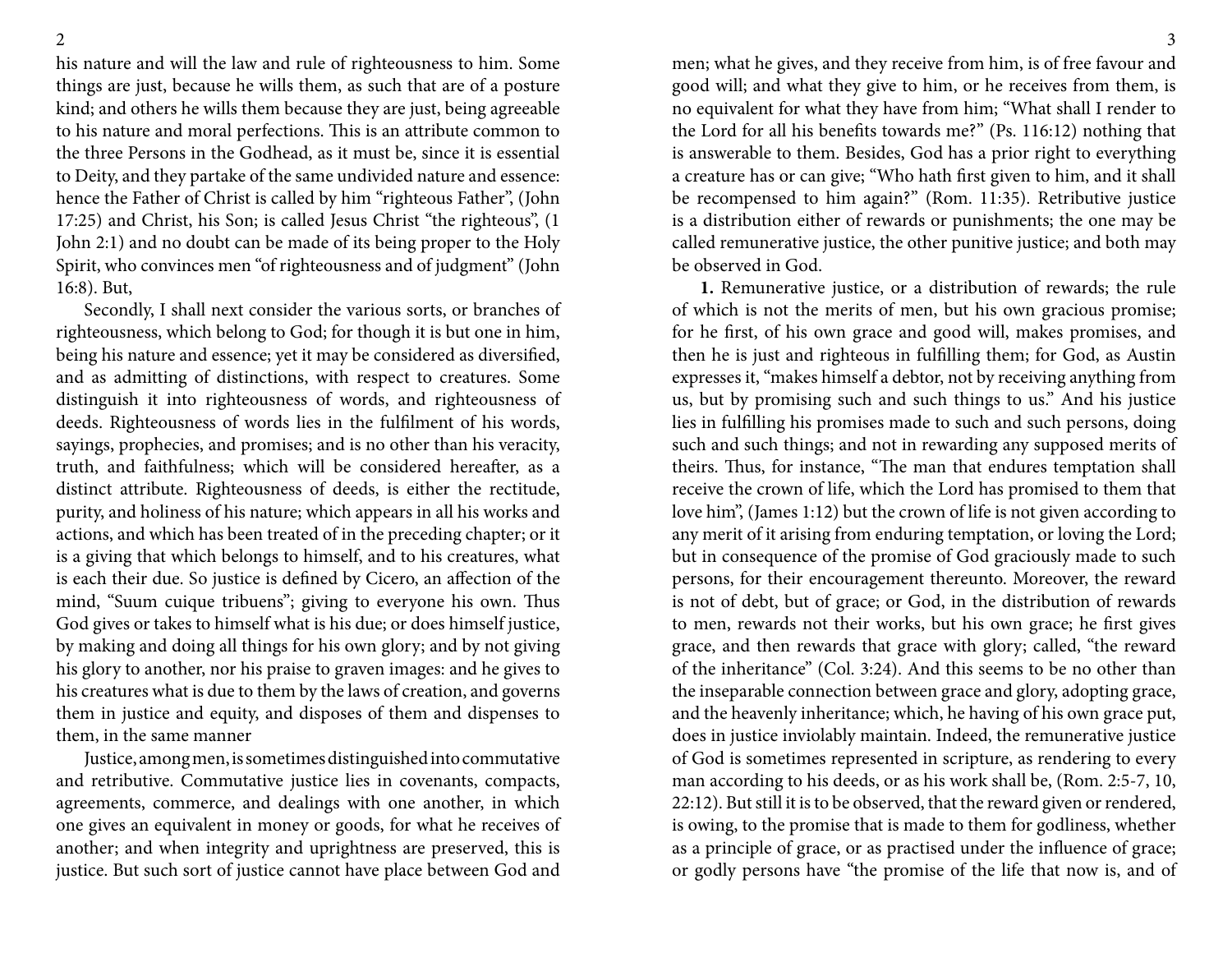his nature and will the law and rule of righteousness to him. Some things are just, because he wills them, as such that are of a posture kind; and others he wills them because they are just, being agreeable to his nature and moral perfections. This is an attribute common to the three Persons in the Godhead, as it must be, since it is essential to Deity, and they partake of the same undivided nature and essence: hence the Father of Christ is called by him "righteous Father", (John 17:25) and Christ, his Son; is called Jesus Christ "the righteous", (1 John 2:1) and no doubt can be made of its being proper to the Holy Spirit, who convinces men "of righteousness and of judgment" (John 16:8). But,

Secondly, I shall next consider the various sorts, or branches of righteousness, which belong to God; for though it is but one in him, being his nature and essence; yet it may be considered as diversified, and as admitting of distinctions, with respect to creatures. Some distinguish it into righteousness of words, and righteousness of deeds. Righteousness of words lies in the fulfilment of his words, sayings, prophecies, and promises; and is no other than his veracity, truth, and faithfulness; which will be considered hereafter, as a distinct attribute. Righteousness of deeds, is either the rectitude, purity, and holiness of his nature; which appears in all his works and actions, and which has been treated of in the preceding chapter; or it is a giving that which belongs to himself, and to his creatures, what is each their due. So justice is defined by Cicero, an affection of the mind, "Suum cuique tribuens"; giving to everyone his own. Thus God gives or takes to himself what is his due; or does himself justice, by making and doing all things for his own glory; and by not giving his glory to another, nor his praise to graven images: and he gives to his creatures what is due to them by the laws of creation, and governs them in justice and equity, and disposes of them and dispenses to them, in the same manner

Justice, among men, is sometimes distinguished into commutative and retributive. Commutative justice lies in covenants, compacts, agreements, commerce, and dealings with one another, in which one gives an equivalent in money or goods, for what he receives of another; and when integrity and uprightness are preserved, this is justice. But such sort of justice cannot have place between God and men; what he gives, and they receive from him, is of free favour and good will; and what they give to him, or he receives from them, is no equivalent for what they have from him; "What shall I render to the Lord for all his benefits towards me?" (Ps. 116:12) nothing that is answerable to them. Besides, God has a prior right to everything a creature has or can give; "Who hath first given to him, and it shall be recompensed to him again?" (Rom. 11:35). Retributive justice is a distribution either of rewards or punishments; the one may be called remunerative justice, the other punitive justice; and both may be observed in God.

**1.** Remunerative justice, or a distribution of rewards; the rule of which is not the merits of men, but his own gracious promise; for he first, of his own grace and good will, makes promises, and then he is just and righteous in fulfilling them; for God, as Austin expresses it, "makes himself a debtor, not by receiving anything from us, but by promising such and such things to us." And his justice lies in fulfilling his promises made to such and such persons, doing such and such things; and not in rewarding any supposed merits of theirs. Thus, for instance, "The man that endures temptation shall receive the crown of life, which the Lord has promised to them that love him", (James 1:12) but the crown of life is not given according to any merit of it arising from enduring temptation, or loving the Lord; but in consequence of the promise of God graciously made to such persons, for their encouragement thereunto. Moreover, the reward is not of debt, but of grace; or God, in the distribution of rewards to men, rewards not their works, but his own grace; he first gives grace, and then rewards that grace with glory; called, "the reward of the inheritance" (Col. 3:24). And this seems to be no other than the inseparable connection between grace and glory, adopting grace, and the heavenly inheritance; which, he having of his own grace put, does in justice inviolably maintain. Indeed, the remunerative justice of God is sometimes represented in scripture, as rendering to every man according to his deeds, or as his work shall be, (Rom. 2:5-7, 10, 22:12). But still it is to be observed, that the reward given or rendered, is owing, to the promise that is made to them for godliness, whether as a principle of grace, or as practised under the influence of grace; or godly persons have "the promise of the life that now is, and of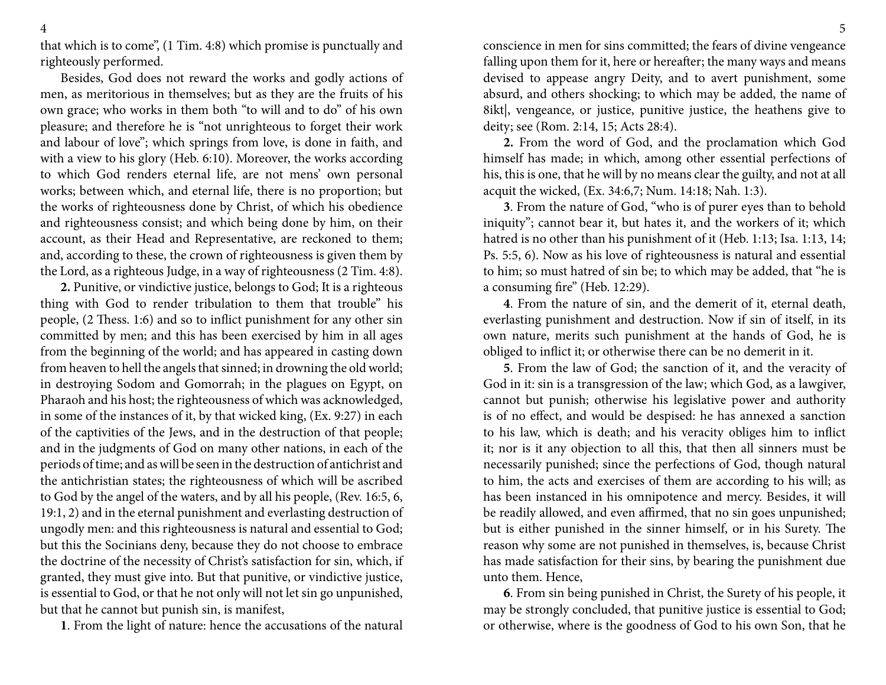that which is to come", (1 Tim. 4:8) which promise is punctually and righteously performed.

Besides, God does not reward the works and godly actions of men, as meritorious in themselves; but as they are the fruits of his own grace; who works in them both "to will and to do" of his own pleasure; and therefore he is "not unrighteous to forget their work and labour of love"; which springs from love, is done in faith, and with a view to his glory (Heb. 6:10). Moreover, the works according to which God renders eternal life, are not mens' own personal works; between which, and eternal life, there is no proportion; but the works of righteousness done by Christ, of which his obedience and righteousness consist; and which being done by him, on their account, as their Head and Representative, are reckoned to them; and, according to these, the crown of righteousness is given them by the Lord, as a righteous Judge, in a way of righteousness (2 Tim. 4:8).

**2.** Punitive, or vindictive justice, belongs to God; It is a righteous thing with God to render tribulation to them that trouble" his people, (2 Thess. 1:6) and so to inflict punishment for any other sin committed by men; and this has been exercised by him in all ages from the beginning of the world; and has appeared in casting down from heaven to hell the angels that sinned; in drowning the old world; in destroying Sodom and Gomorrah; in the plagues on Egypt, on Pharaoh and his host; the righteousness of which was acknowledged, in some of the instances of it, by that wicked king, (Ex. 9:27) in each of the captivities of the Jews, and in the destruction of that people; and in the judgments of God on many other nations, in each of the periods of time; and as will be seen in the destruction of antichrist and the antichristian states; the righteousness of which will be ascribed to God by the angel of the waters, and by all his people, (Rev. 16:5, 6, 19:1, 2) and in the eternal punishment and everlasting destruction of ungodly men: and this righteousness is natural and essential to God; but this the Socinians deny, because they do not choose to embrace the doctrine of the necessity of Christ's satisfaction for sin, which, if granted, they must give into. But that punitive, or vindictive justice, is essential to God, or that he not only will not let sin go unpunished, but that he cannot but punish sin, is manifest,

**1**. From the light of nature: hence the accusations of the natural conscience in men for sins committed; the fears of divine vengeance falling upon them for it, here or hereafter; the many ways and means devised to appease angry Deity, and to avert punishment, some absurd, and others shocking; to which may be added, the name of 8ikt|, vengeance, or justice, punitive justice, the heathens give to deity; see (Rom. 2:14, 15; Acts 28:4).

**2.** From the word of God, and the proclamation which God himself has made; in which, among other essential perfections of his, this is one, that he will by no means clear the guilty, and not at all acquit the wicked, (Ex. 34:6,7; Num. 14:18; Nah. 1:3).

**3**. From the nature of God, "who is of purer eyes than to behold iniquity"; cannot bear it, but hates it, and the workers of it; which hatred is no other than his punishment of it (Heb. 1:13; Isa. 1:13, 14; Ps. 5:5, 6). Now as his love of righteousness is natural and essential to him; so must hatred of sin be; to which may be added, that "he is a consuming fire" (Heb. 12:29).

**4**. From the nature of sin, and the demerit of it, eternal death, everlasting punishment and destruction. Now if sin of itself, in its own nature, merits such punishment at the hands of God, he is obliged to inflict it; or otherwise there can be no demerit in it.

**5**. From the law of God; the sanction of it, and the veracity of God in it: sin is a transgression of the law; which God, as a lawgiver, cannot but punish; otherwise his legislative power and authority is of no effect, and would be despised: he has annexed a sanction to his law, which is death; and his veracity obliges him to inflict it; nor is it any objection to all this, that then all sinners must be necessarily punished; since the perfections of God, though natural to him, the acts and exercises of them are according to his will; as has been instanced in his omnipotence and mercy. Besides, it will be readily allowed, and even affirmed, that no sin goes unpunished; but is either punished in the sinner himself, or in his Surety. The reason why some are not punished in themselves, is, because Christ has made satisfaction for their sins, by bearing the punishment due unto them. Hence,

**6**. From sin being punished in Christ, the Surety of his people, it may be strongly concluded, that punitive justice is essential to God; or otherwise, where is the goodness of God to his own Son, that he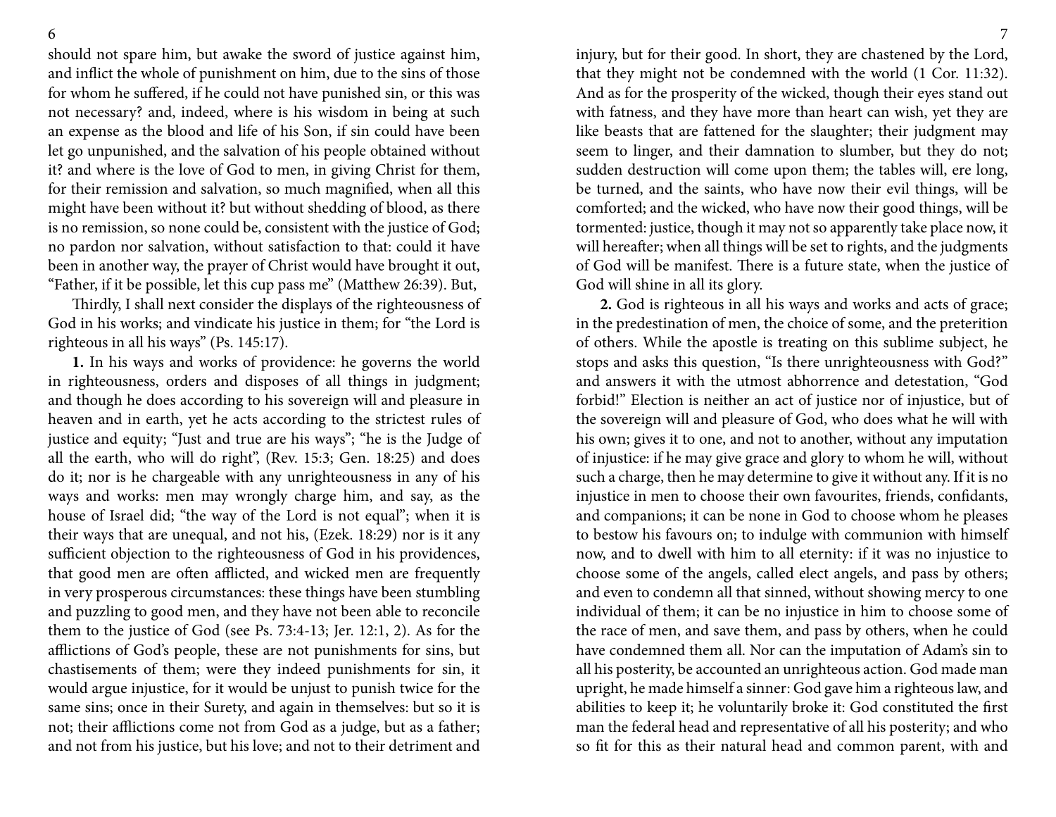should not spare him, but awake the sword of justice against him, and inflict the whole of punishment on him, due to the sins of those for whom he suffered, if he could not have punished sin, or this was not necessary? and, indeed, where is his wisdom in being at such an expense as the blood and life of his Son, if sin could have been let go unpunished, and the salvation of his people obtained without it? and where is the love of God to men, in giving Christ for them, for their remission and salvation, so much magnified, when all this might have been without it? but without shedding of blood, as there is no remission, so none could be, consistent with the justice of God; no pardon nor salvation, without satisfaction to that: could it have been in another way, the prayer of Christ would have brought it out, "Father, if it be possible, let this cup pass me" (Matthew 26:39). But,

Thirdly, I shall next consider the displays of the righteousness of God in his works; and vindicate his justice in them; for "the Lord is righteous in all his ways" (Ps. 145:17).

**1.** In his ways and works of providence: he governs the world in righteousness, orders and disposes of all things in judgment; and though he does according to his sovereign will and pleasure in heaven and in earth, yet he acts according to the strictest rules of justice and equity; "Just and true are his ways"; "he is the Judge of all the earth, who will do right", (Rev. 15:3; Gen. 18:25) and does do it; nor is he chargeable with any unrighteousness in any of his ways and works: men may wrongly charge him, and say, as the house of Israel did; "the way of the Lord is not equal"; when it is their ways that are unequal, and not his, (Ezek. 18:29) nor is it any sufficient objection to the righteousness of God in his providences, that good men are often afflicted, and wicked men are frequently in very prosperous circumstances: these things have been stumbling and puzzling to good men, and they have not been able to reconcile them to the justice of God (see Ps. 73:4-13; Jer. 12:1, 2). As for the afflictions of God's people, these are not punishments for sins, but chastisements of them; were they indeed punishments for sin, it would argue injustice, for it would be unjust to punish twice for the same sins; once in their Surety, and again in themselves: but so it is not; their afflictions come not from God as a judge, but as a father; and not from his justice, but his love; and not to their detriment and injury, but for their good. In short, they are chastened by the Lord, that they might not be condemned with the world (1 Cor. 11:32). And as for the prosperity of the wicked, though their eyes stand out with fatness, and they have more than heart can wish, yet they are like beasts that are fattened for the slaughter; their judgment may seem to linger, and their damnation to slumber, but they do not; sudden destruction will come upon them; the tables will, ere long, be turned, and the saints, who have now their evil things, will be comforted; and the wicked, who have now their good things, will be tormented: justice, though it may not so apparently take place now, it will hereafter; when all things will be set to rights, and the judgments of God will be manifest. There is a future state, when the justice of God will shine in all its glory.

**2.** God is righteous in all his ways and works and acts of grace; in the predestination of men, the choice of some, and the preterition of others. While the apostle is treating on this sublime subject, he stops and asks this question, "Is there unrighteousness with God?" and answers it with the utmost abhorrence and detestation, "God forbid!" Election is neither an act of justice nor of injustice, but of the sovereign will and pleasure of God, who does what he will with his own; gives it to one, and not to another, without any imputation of injustice: if he may give grace and glory to whom he will, without such a charge, then he may determine to give it without any. If it is no injustice in men to choose their own favourites, friends, confidants, and companions; it can be none in God to choose whom he pleases to bestow his favours on; to indulge with communion with himself now, and to dwell with him to all eternity: if it was no injustice to choose some of the angels, called elect angels, and pass by others; and even to condemn all that sinned, without showing mercy to one individual of them; it can be no injustice in him to choose some of the race of men, and save them, and pass by others, when he could have condemned them all. Nor can the imputation of Adam's sin to all his posterity, be accounted an unrighteous action. God made man upright, he made himself a sinner: God gave him a righteous law, and abilities to keep it; he voluntarily broke it: God constituted the first man the federal head and representative of all his posterity; and who so fit for this as their natural head and common parent, with and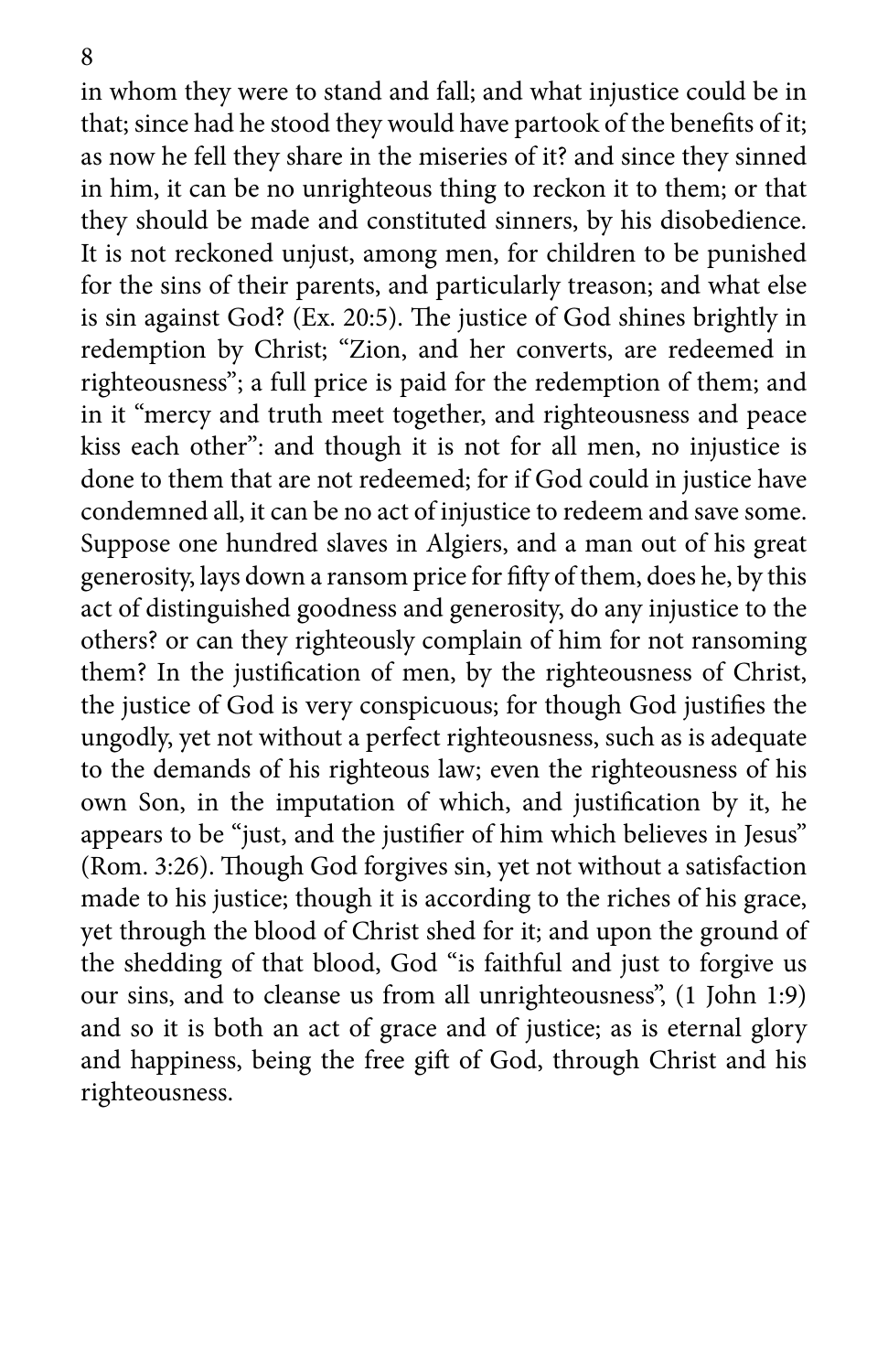in whom they were to stand and fall; and what injustice could be in that; since had he stood they would have partook of the benefits of it; as now he fell they share in the miseries of it? and since they sinned in him, it can be no unrighteous thing to reckon it to them; or that they should be made and constituted sinners, by his disobedience. It is not reckoned unjust, among men, for children to be punished for the sins of their parents, and particularly treason; and what else is sin against God? (Ex. 20:5). The justice of God shines brightly in redemption by Christ; "Zion, and her converts, are redeemed in righteousness"; a full price is paid for the redemption of them; and in it "mercy and truth meet together, and righteousness and peace kiss each other": and though it is not for all men, no injustice is done to them that are not redeemed; for if God could in justice have condemned all, it can be no act of injustice to redeem and save some. Suppose one hundred slaves in Algiers, and a man out of his great generosity, lays down a ransom price for fifty of them, does he, by this act of distinguished goodness and generosity, do any injustice to the others? or can they righteously complain of him for not ransoming them? In the justification of men, by the righteousness of Christ, the justice of God is very conspicuous; for though God justifies the ungodly, yet not without a perfect righteousness, such as is adequate to the demands of his righteous law; even the righteousness of his own Son, in the imputation of which, and justification by it, he appears to be "just, and the justifier of him which believes in Jesus" (Rom. 3:26). Though God forgives sin, yet not without a satisfaction made to his justice; though it is according to the riches of his grace, yet through the blood of Christ shed for it; and upon the ground of the shedding of that blood, God "is faithful and just to forgive us our sins, and to cleanse us from all unrighteousness", (1 John 1:9) and so it is both an act of grace and of justice; as is eternal glory and happiness, being the free gift of God, through Christ and his righteousness.